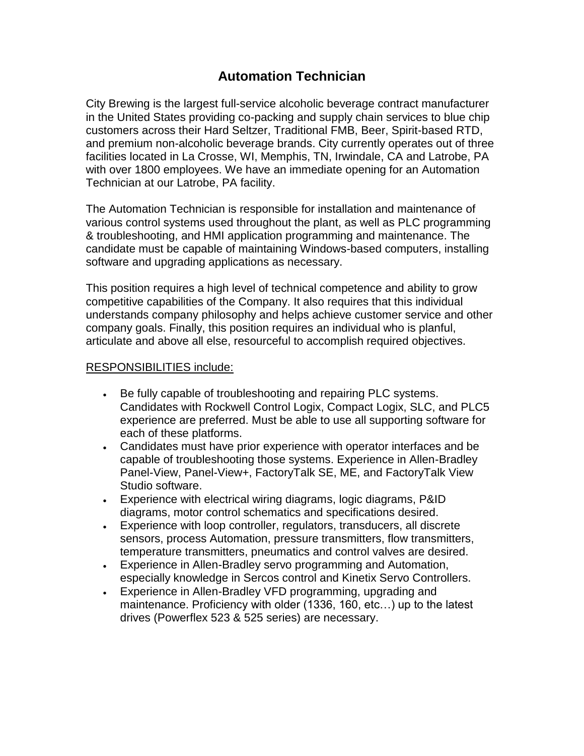# Automation Technician

City Brewing is the largest full-service alcoholic beverage contract manufacturer in the United States providing co-packing and supply chain services to blue chip customers across their Hard Seltzer, Traditional FMB, Beer, Spirit-based RTD, and premium non-alcoholic beverage brands. City currently operates out of three facilities located in La Crosse, WI, Memphis, TN, Irwindale, CA and Latrobe, PA with over 1800 employees. We have an immediate opening for an Automation Technician at our Latrobe, PA facility.

The Automation Technician is responsible for installation and maintenance of various control systems used throughout the plant, as well as PLC programming & troubleshooting, and HMI application programming and maintenance. The candidate must be capable of maintaining Windows-based computers, installing software and upgrading applications as necessary.

This position requires a high level of technical competence and ability to grow competitive capabilities of the Company. It also requires that this individual understands company philosophy and helps achieve customer service and other company goals. Finally, this position requires an individual who is planful, articulate and above all else, resourceful to accomplish required objectives.

<u>RESPONSIBILITIES include:</u>

- Be fully capable of troubleshooting and repairing PLC systems. Candidates with Rockwell Control Logix, Compact Logix, SLC, and PLC5 experience are preferred. Must be able to use all supporting software for each of these platforms.
- Candidates must have prior experience with operator interfaces and be capable of troubleshooting those systems. Experience in Allen-Bradley Panel-View, Panel-View+, FactoryTalk SE, ME, and FactoryTalk View Studio software.
- Experience with electrical wiring diagrams, logic diagrams, P&ID diagrams, motor control schematics and specifications desired.
- Experience with loop controller, regulators, transducers, all discrete sensors, process Automation, pressure transmitters, flow transmitters, temperature transmitters, pneumatics and control valves are desired.
- Experience in Allen-Bradley servo programming and Automation, especially knowledge in Sercos control and Kinetix Servo Controllers.
- Experience in Allen-Bradley VFD programming, upgrading and maintenance. Proficiency with older (1336, 160, etc…) up to the latest drives (Powerflex 523 & 525 series) are necessary.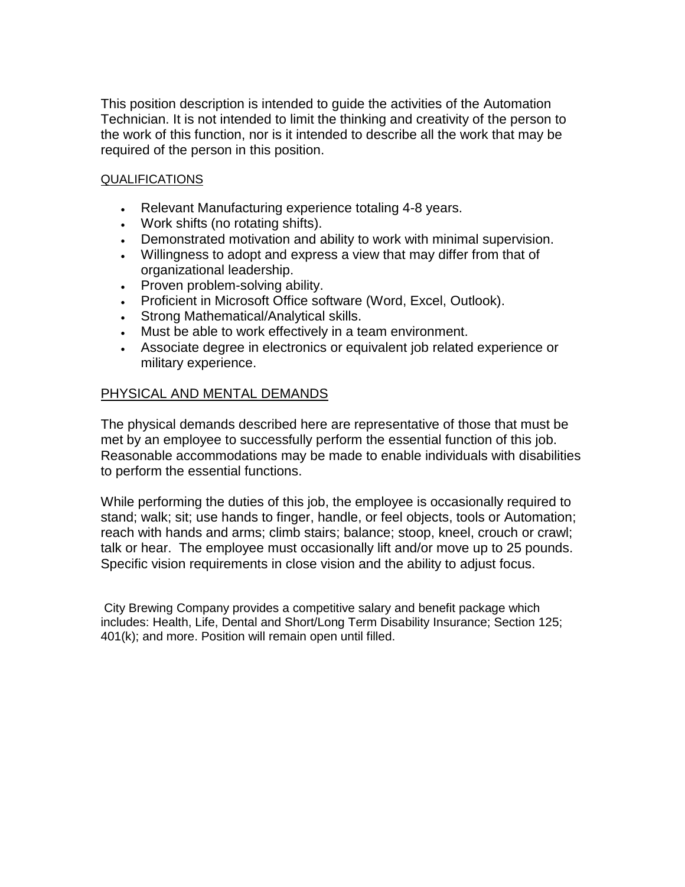This position description is intended to guide the activities of the Automation Technician. It is not intended to limit the thinking and creativity of the person to the work of this function, nor is it intended to describe all the work that may be required of the person in this position.

## QUALIFICATIONS

- Relevant Manufacturing experience totaling 4-8 years.
- Work shifts (no rotating shifts).
- Demonstrated motivation and ability to work with minimal supervision.
- Willingness to adopt and express a view that may differ from that of organizational leadership.
- Proven problem-solving ability.
- Proficient in Microsoft Office software (Word, Excel, Outlook).
- Strong Mathematical/Analytical skills.
- Must be able to work effectively in a team environment.
- Associate degree in electronics or equivalent job related experience or military experience.

## PHYSICAL AND MENTAL DEMANDS

The physical demands described here are representative of those that must be met by an employee to successfully perform the essential function of this job. Reasonable accommodations may be made to enable individuals with disabilities to perform the essential functions.

While performing the duties of this job, the employee is occasionally required to stand; walk; sit; use hands to finger, handle, or feel objects, tools or Automation; reach with hands and arms; climb stairs; balance; stoop, kneel, crouch or crawl; talk or hear. The employee must occasionally lift and/or move up to 25 pounds. Specific vision requirements in close vision and the ability to adjust focus.

City Brewing Company provides a competitive salary and benefit package which includes: Health, Life, Dental and Short/Long Term Disability Insurance; Section 125; 401(k); and more. Position will remain open until filled.